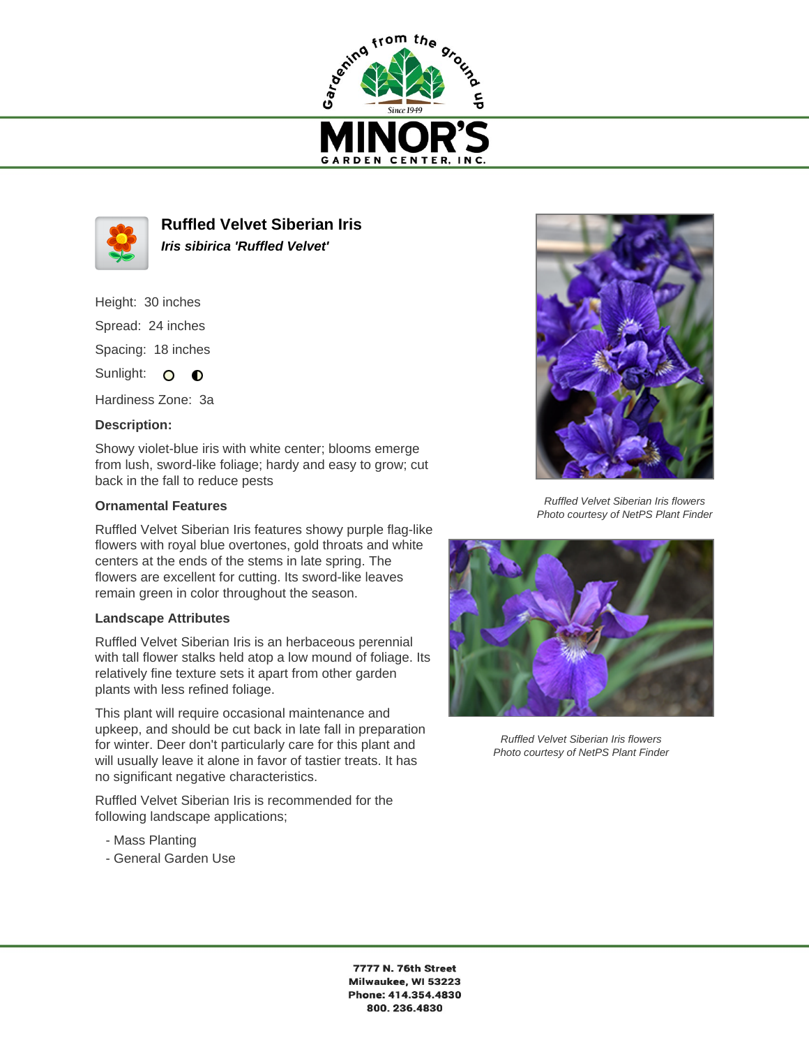# Ruffled Velvet Siberian Iris

***Iris sibirica 'Ruffled Velvet'***

Height: 30 inches

Spread: 24 inches

Spacing: 18 inches

Sunlight:

Hardiness Zone: 3a

### Description:

Showy violet-blue iris with white center; blooms emerge from lush, sword-like foliage; hardy and easy to grow; cut back in the fall to reduce pests

### Ornamental Features

Ruffled Velvet Siberian Iris features showy purple flag-like flowers with royal blue overtones, gold throats and white centers at the ends of the stems in late spring. The flowers are excellent for cutting. Its sword-like leaves remain green in color throughout the season.

### Landscape Attributes

Ruffled Velvet Siberian Iris is an herbaceous perennial with tall flower stalks held atop a low mound of foliage. Its relatively fine texture sets it apart from other garden plants with less refined foliage.

This plant will require occasional maintenance and upkeep, and should be cut back in late fall in preparation for winter. Deer don't particularly care for this plant and will usually leave it alone in favor of tastier treats. It has no significant negative characteristics.

Ruffled Velvet Siberian Iris is recommended for the following landscape applications;

- Mass Planting
- General Garden Use

*Ruffled Velvet Siberian Iris flowers*
*Photo courtesy of NetPS Plant Finder*

*Ruffled Velvet Siberian Iris flowers*
*Photo courtesy of NetPS Plant Finder*

**7777 N. 76th Street**
**Milwaukee, WI 53223**
**Phone: 414.354.4830**
**800. 236.4830**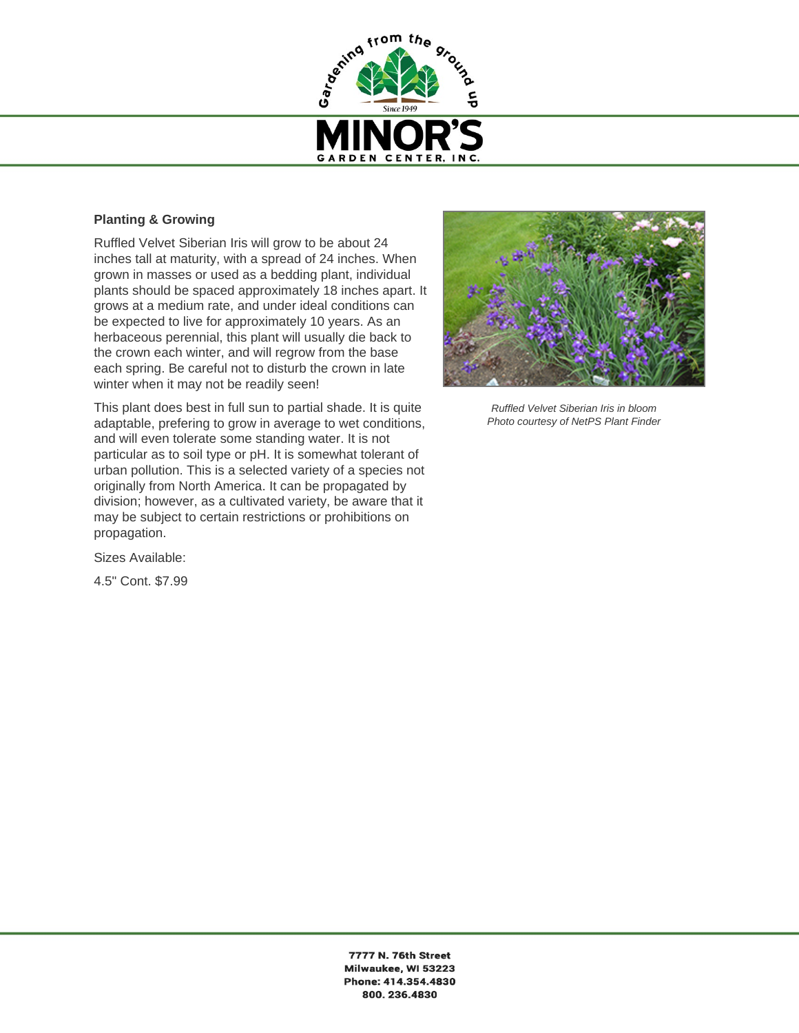## Planting & Growing

Ruffled Velvet Siberian Iris will grow to be about 24 inches tall at maturity, with a spread of 24 inches. When grown in masses or used as a bedding plant, individual plants should be spaced approximately 18 inches apart. It grows at a medium rate, and under ideal conditions can be expected to live for approximately 10 years. As an herbaceous perennial, this plant will usually die back to the crown each winter, and will regrow from the base each spring. Be careful not to disturb the crown in late winter when it may not be readily seen!

This plant does best in full sun to partial shade. It is quite adaptable, prefering to grow in average to wet conditions, and will even tolerate some standing water. It is not particular as to soil type or pH. It is somewhat tolerant of urban pollution. This is a selected variety of a species not originally from North America. It can be propagated by division; however, as a cultivated variety, be aware that it may be subject to certain restrictions or prohibitions on propagation.

Sizes Available:

4.5" Cont. $7.99

*Ruffled Velvet Siberian Iris in bloom*
*Photo courtesy of NetPS Plant Finder*

**7777 N. 76th Street**
**Milwaukee, WI 53223**
**Phone: 414.354.4830**
**800. 236.4830**